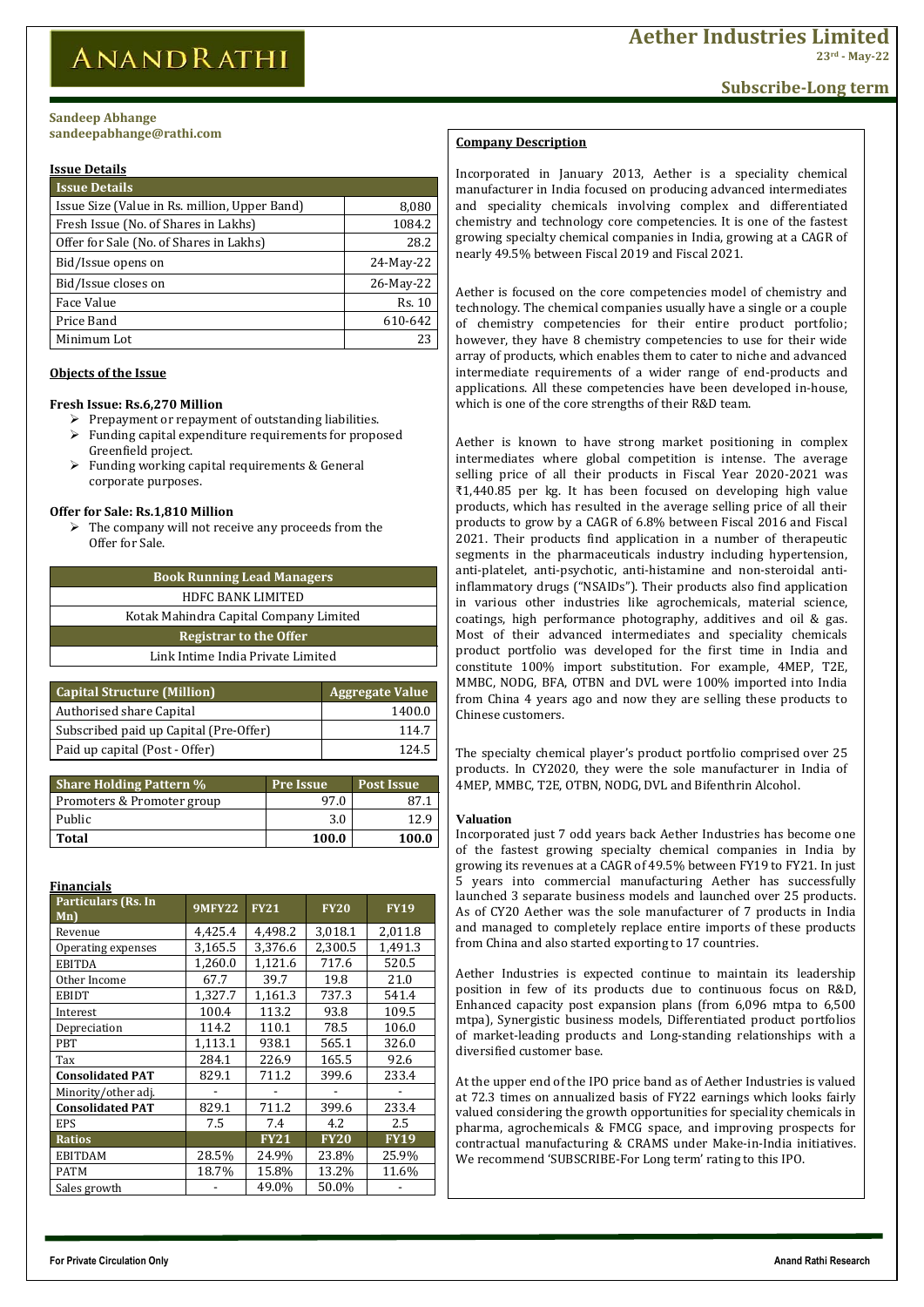# Aether Industries Limited

23rd - May-22

## Subscribe-Long term

**Sandeep Abhange**
**sandeepabhange@rathi.com**

### Issue Details

| Issue Details | |
|---|---|
| Issue Size (Value in Rs. million, Upper Band) | 8,080 |
| Fresh Issue (No. of Shares in Lakhs) | 1084.2 |
| Offer for Sale (No. of Shares in Lakhs) | 28.2 |
| Bid/Issue opens on | 24-May-22 |
| Bid/Issue closes on | 26-May-22 |
| Face Value | Rs. 10 |
| Price Band | 610-642 |
| Minimum Lot | 23 |

### Objects of the Issue

**Fresh Issue: Rs.6,270 Million**

- Prepayment or repayment of outstanding liabilities.
- Funding capital expenditure requirements for proposed Greenfield project.
- Funding working capital requirements & General corporate purposes.

**Offer for Sale: Rs.1,810 Million**

- The company will not receive any proceeds from the Offer for Sale.

| Book Running Lead Managers |
|---|
| HDFC BANK LIMITED |
| Kotak Mahindra Capital Company Limited |
| **Registrar to the Offer** |
| Link Intime India Private Limited |

| Capital Structure (Million) | Aggregate Value |
|---|---|
| Authorised share Capital | 1400.0 |
| Subscribed paid up Capital (Pre-Offer) | 114.7 |
| Paid up capital (Post - Offer) | 124.5 |

| Share Holding Pattern % | Pre Issue | Post Issue |
|---|---|---|
| Promoters & Promoter group | 97.0 | 87.1 |
| Public | 3.0 | 12.9 |
| **Total** | **100.0** | **100.0** |

### Financials

| Particulars (Rs. In Mn) | 9MFY22 | FY21 | FY20 | FY19 |
|---|---|---|---|---|
| Revenue | 4,425.4 | 4,498.2 | 3,018.1 | 2,011.8 |
| Operating expenses | 3,165.5 | 3,376.6 | 2,300.5 | 1,491.3 |
| EBITDA | 1,260.0 | 1,121.6 | 717.6 | 520.5 |
| Other Income | 67.7 | 39.7 | 19.8 | 21.0 |
| EBIDT | 1,327.7 | 1,161.3 | 737.3 | 541.4 |
| Interest | 100.4 | 113.2 | 93.8 | 109.5 |
| Depreciation | 114.2 | 110.1 | 78.5 | 106.0 |
| PBT | 1,113.1 | 938.1 | 565.1 | 326.0 |
| Tax | 284.1 | 226.9 | 165.5 | 92.6 |
| **Consolidated PAT** | 829.1 | 711.2 | 399.6 | 233.4 |
| Minority/other adj. | - | - | - | - |
| **Consolidated PAT** | 829.1 | 711.2 | 399.6 | 233.4 |
| EPS | 7.5 | 7.4 | 4.2 | 2.5 |
| **Ratios** | | **FY21** | **FY20** | **FY19** |
| EBITDAM | 28.5% | 24.9% | 23.8% | 25.9% |
| PATM | 18.7% | 15.8% | 13.2% | 11.6% |
| Sales growth | - | 49.0% | 50.0% | - |

### Company Description

Incorporated in January 2013, Aether is a speciality chemical manufacturer in India focused on producing advanced intermediates and speciality chemicals involving complex and differentiated chemistry and technology core competencies. It is one of the fastest growing specialty chemical companies in India, growing at a CAGR of nearly 49.5% between Fiscal 2019 and Fiscal 2021.

Aether is focused on the core competencies model of chemistry and technology. The chemical companies usually have a single or a couple of chemistry competencies for their entire product portfolio; however, they have 8 chemistry competencies to use for their wide array of products, which enables them to cater to niche and advanced intermediate requirements of a wider range of end-products and applications. All these competencies have been developed in-house, which is one of the core strengths of their R&D team.

Aether is known to have strong market positioning in complex intermediates where global competition is intense. The average selling price of all their products in Fiscal Year 2020-2021 was ₹1,440.85 per kg. It has been focused on developing high value products, which has resulted in the average selling price of all their products to grow by a CAGR of 6.8% between Fiscal 2016 and Fiscal 2021. Their products find application in a number of therapeutic segments in the pharmaceuticals industry including hypertension, anti-platelet, anti-psychotic, anti-histamine and non-steroidal anti-inflammatory drugs ("NSAIDs"). Their products also find application in various other industries like agrochemicals, material science, coatings, high performance photography, additives and oil & gas. Most of their advanced intermediates and speciality chemicals product portfolio was developed for the first time in India and constitute 100% import substitution. For example, 4MEP, T2E, MMBC, NODG, BFA, OTBN and DVL were 100% imported into India from China 4 years ago and now they are selling these products to Chinese customers.

The specialty chemical player's product portfolio comprised over 25 products. In CY2020, they were the sole manufacturer in India of 4MEP, MMBC, T2E, OTBN, NODG, DVL and Bifenthrin Alcohol.

**Valuation**

Incorporated just 7 odd years back Aether Industries has become one of the fastest growing specialty chemical companies in India by growing its revenues at a CAGR of 49.5% between FY19 to FY21. In just 5 years into commercial manufacturing Aether has successfully launched 3 separate business models and launched over 25 products. As of CY20 Aether was the sole manufacturer of 7 products in India and managed to completely replace entire imports of these products from China and also started exporting to 17 countries.

Aether Industries is expected continue to maintain its leadership position in few of its products due to continuous focus on R&D, Enhanced capacity post expansion plans (from 6,096 mtpa to 6,500 mtpa), Synergistic business models, Differentiated product portfolios of market-leading products and Long-standing relationships with a diversified customer base.

At the upper end of the IPO price band as of Aether Industries is valued at 72.3 times on annualized basis of FY22 earnings which looks fairly valued considering the growth opportunities for speciality chemicals in pharma, agrochemicals & FMCG space, and improving prospects for contractual manufacturing & CRAMS under Make-in-India initiatives. We recommend 'SUBSCRIBE-For Long term' rating to this IPO.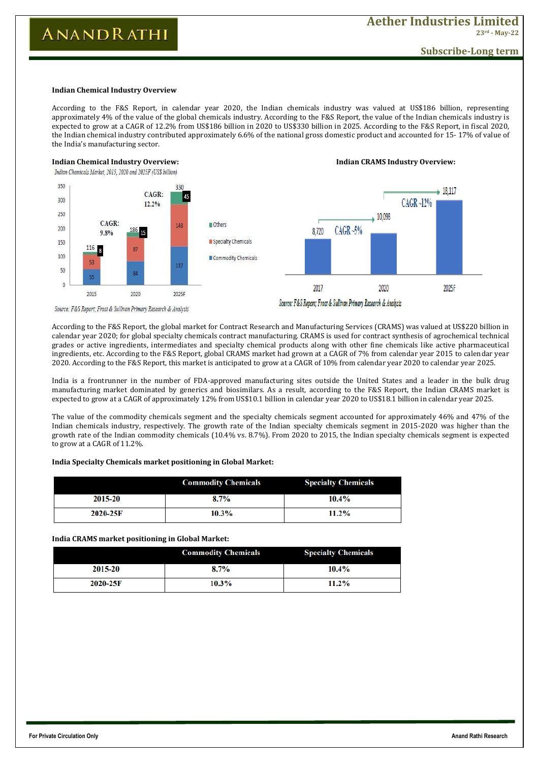**Indian Chemical Industry Overview**

According to the F&S Report, in calendar year 2020, the Indian chemicals industry was valued at US$186 billion, representing approximately 4% of the value of the global chemicals industry. According to the F&S Report, the value of the Indian chemicals industry is expected to grow at a CAGR of 12.2% from US$186 billion in 2020 to US$330 billion in 2025. According to the F&S Report, in fiscal 2020, the Indian chemical industry contributed approximately 6.6% of the national gross domestic product and accounted for 15- 17% of value of the India's manufacturing sector.

**Indian Chemical Industry Overview:**

*Indian Chemicals Market, 2015, 2020 and 2025F (US$ billion)*

| | 2015 | 2020 | 2025F |
|---|---|---|---|
| Commodity Chemicals | 55 | 84 | 137 |
| Specialty Chemicals | 53 | 87 | 148 |
| Others | 8 | 15 | 45 |
| Total | 116 | 186 | 330 |

CAGR: 9.8% (2015–2020); CAGR: 12.2% (2020–2025F)

*Source: F&S Report; Frost & Sullivan Primary Research & Analysis*

**Indian CRAMS Industry Overview:**

| 2017 | 2020 | 2025F |
|---|---|---|
| 8,720 | 10,098 | 18,117 |

CAGR ~5% (2017–2020); CAGR ~12% (2020–2025F)

*Source: F&S Report; Frost & Sullivan Primary Research & Analysis*

According to the F&S Report, the global market for Contract Research and Manufacturing Services (CRAMS) was valued at US$220 billion in calendar year 2020; for global specialty chemicals contract manufacturing. CRAMS is used for contract synthesis of agrochemical technical grades or active ingredients, intermediates and specialty chemical products along with other fine chemicals like active pharmaceutical ingredients, etc. According to the F&S Report, global CRAMS market had grown at a CAGR of 7% from calendar year 2015 to calendar year 2020. According to the F&S Report, this market is anticipated to grow at a CAGR of 10% from calendar year 2020 to calendar year 2025.

India is a frontrunner in the number of FDA-approved manufacturing sites outside the United States and a leader in the bulk drug manufacturing market dominated by generics and biosimilars. As a result, according to the F&S Report, the Indian CRAMS market is expected to grow at a CAGR of approximately 12% from US$10.1 billion in calendar year 2020 to US$18.1 billion in calendar year 2025.

The value of the commodity chemicals segment and the specialty chemicals segment accounted for approximately 46% and 47% of the Indian chemicals industry, respectively. The growth rate of the Indian specialty chemicals segment in 2015-2020 was higher than the growth rate of the Indian commodity chemicals (10.4% vs. 8.7%). From 2020 to 2015, the Indian specialty chemicals segment is expected to grow at a CAGR of 11.2%.

**India Specialty Chemicals market positioning in Global Market:**

| | Commodity Chemicals | Specialty Chemicals |
|---|---|---|
| 2015-20 | 8.7% | 10.4% |
| 2020-25F | 10.3% | 11.2% |

**India CRAMS market positioning in Global Market:**

| | Commodity Chemicals | Specialty Chemicals |
|---|---|---|
| 2015-20 | 8.7% | 10.4% |
| 2020-25F | 10.3% | 11.2% |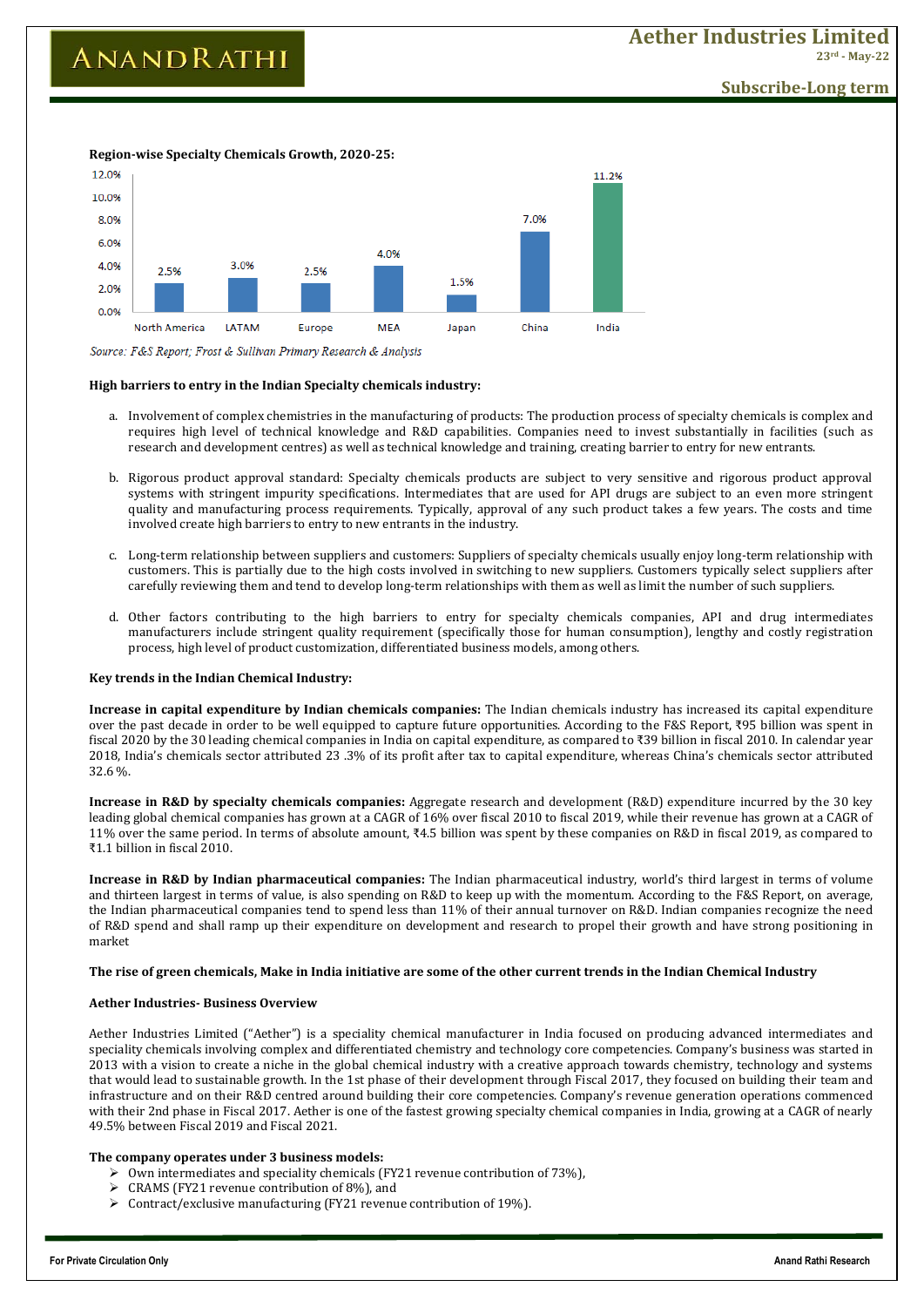**Region-wise Specialty Chemicals Growth, 2020-25:**

| Region | Growth |
|---|---|
| North America | 2.5% |
| LATAM | 3.0% |
| Europe | 2.5% |
| MEA | 4.0% |
| Japan | 1.5% |
| China | 7.0% |
| India | 11.2% |

*Source: F&S Report; Frost & Sullivan Primary Research & Analysis*

**High barriers to entry in the Indian Specialty chemicals industry:**

a. Involvement of complex chemistries in the manufacturing of products: The production process of specialty chemicals is complex and requires high level of technical knowledge and R&D capabilities. Companies need to invest substantially in facilities (such as research and development centres) as well as technical knowledge and training, creating barrier to entry for new entrants.

b. Rigorous product approval standard: Specialty chemicals products are subject to very sensitive and rigorous product approval systems with stringent impurity specifications. Intermediates that are used for API drugs are subject to an even more stringent quality and manufacturing process requirements. Typically, approval of any such product takes a few years. The costs and time involved create high barriers to entry to new entrants in the industry.

c. Long-term relationship between suppliers and customers: Suppliers of specialty chemicals usually enjoy long-term relationship with customers. This is partially due to the high costs involved in switching to new suppliers. Customers typically select suppliers after carefully reviewing them and tend to develop long-term relationships with them as well as limit the number of such suppliers.

d. Other factors contributing to the high barriers to entry for specialty chemicals companies, API and drug intermediates manufacturers include stringent quality requirement (specifically those for human consumption), lengthy and costly registration process, high level of product customization, differentiated business models, among others.

**Key trends in the Indian Chemical Industry:**

**Increase in capital expenditure by Indian chemicals companies:** The Indian chemicals industry has increased its capital expenditure over the past decade in order to be well equipped to capture future opportunities. According to the F&S Report, ₹95 billion was spent in fiscal 2020 by the 30 leading chemical companies in India on capital expenditure, as compared to ₹39 billion in fiscal 2010. In calendar year 2018, India's chemicals sector attributed 23 .3% of its profit after tax to capital expenditure, whereas China's chemicals sector attributed 32.6 %.

**Increase in R&D by specialty chemicals companies:** Aggregate research and development (R&D) expenditure incurred by the 30 key leading global chemical companies has grown at a CAGR of 16% over fiscal 2010 to fiscal 2019, while their revenue has grown at a CAGR of 11% over the same period. In terms of absolute amount, ₹4.5 billion was spent by these companies on R&D in fiscal 2019, as compared to ₹1.1 billion in fiscal 2010.

**Increase in R&D by Indian pharmaceutical companies:** The Indian pharmaceutical industry, world's third largest in terms of volume and thirteen largest in terms of value, is also spending on R&D to keep up with the momentum. According to the F&S Report, on average, the Indian pharmaceutical companies tend to spend less than 11% of their annual turnover on R&D. Indian companies recognize the need of R&D spend and shall ramp up their expenditure on development and research to propel their growth and have strong positioning in market

**The rise of green chemicals, Make in India initiative are some of the other current trends in the Indian Chemical Industry**

**Aether Industries- Business Overview**

Aether Industries Limited ("Aether") is a speciality chemical manufacturer in India focused on producing advanced intermediates and speciality chemicals involving complex and differentiated chemistry and technology core competencies. Company's business was started in 2013 with a vision to create a niche in the global chemical industry with a creative approach towards chemistry, technology and systems that would lead to sustainable growth. In the 1st phase of their development through Fiscal 2017, they focused on building their team and infrastructure and on their R&D centred around building their core competencies. Company's revenue generation operations commenced with their 2nd phase in Fiscal 2017. Aether is one of the fastest growing specialty chemical companies in India, growing at a CAGR of nearly 49.5% between Fiscal 2019 and Fiscal 2021.

**The company operates under 3 business models:**

- Own intermediates and speciality chemicals (FY21 revenue contribution of 73%),
- CRAMS (FY21 revenue contribution of 8%), and
- Contract/exclusive manufacturing (FY21 revenue contribution of 19%).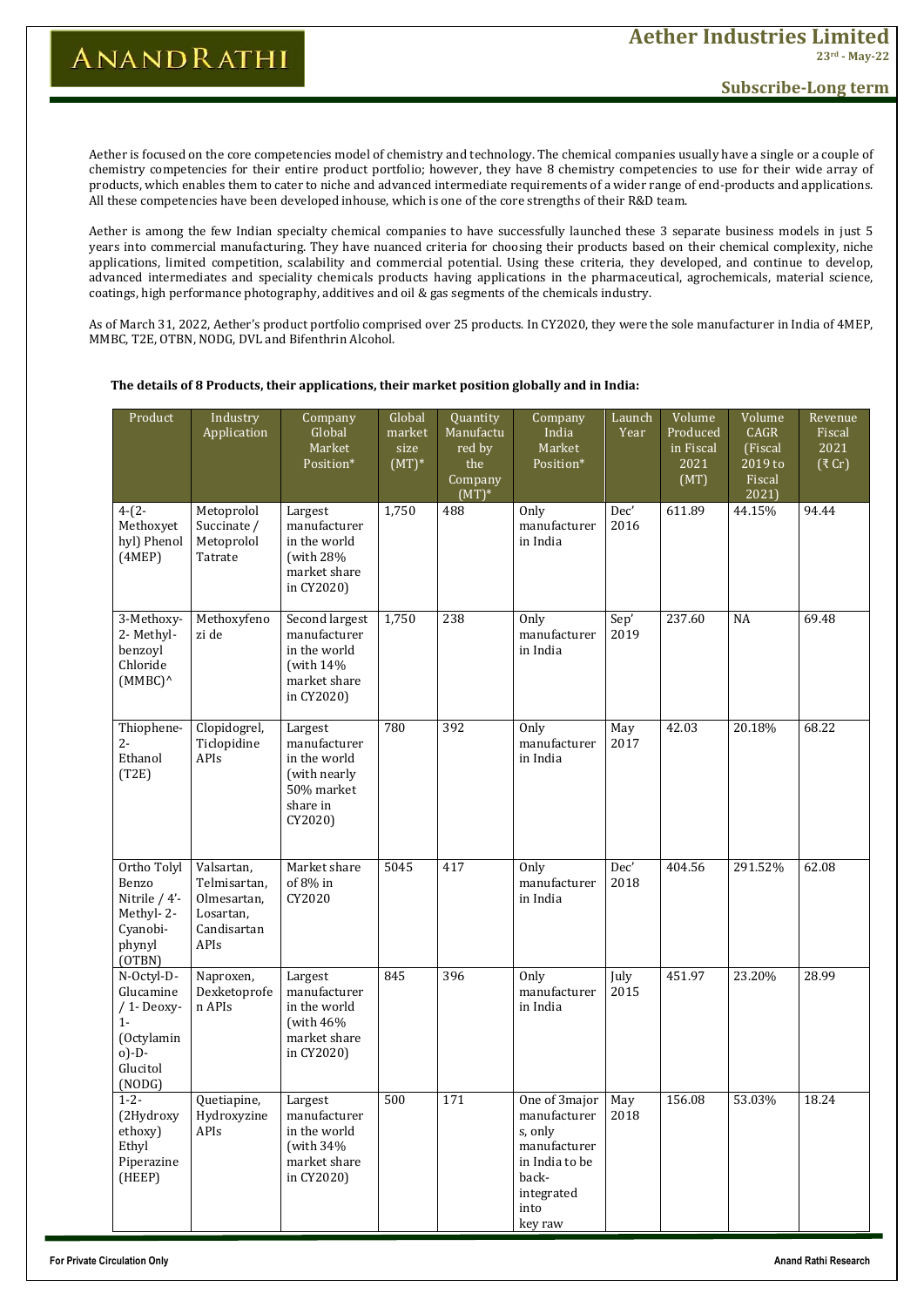Aether is focused on the core competencies model of chemistry and technology. The chemical companies usually have a single or a couple of chemistry competencies for their entire product portfolio; however, they have 8 chemistry competencies to use for their wide array of products, which enables them to cater to niche and advanced intermediate requirements of a wider range of end-products and applications. All these competencies have been developed inhouse, which is one of the core strengths of their R&D team.

Aether is among the few Indian specialty chemical companies to have successfully launched these 3 separate business models in just 5 years into commercial manufacturing. They have nuanced criteria for choosing their products based on their chemical complexity, niche applications, limited competition, scalability and commercial potential. Using these criteria, they developed, and continue to develop, advanced intermediates and speciality chemicals products having applications in the pharmaceutical, agrochemicals, material science, coatings, high performance photography, additives and oil & gas segments of the chemicals industry.

As of March 31, 2022, Aether's product portfolio comprised over 25 products. In CY2020, they were the sole manufacturer in India of 4MEP, MMBC, T2E, OTBN, NODG, DVL and Bifenthrin Alcohol.

**The details of 8 Products, their applications, their market position globally and in India:**

| Product | Industry Application | Company Global Market Position* | Global market size (MT)* | Quantity Manufactured by the Company (MT)* | Company India Market Position* | Launch Year | Volume Produced in Fiscal 2021 (MT) | Volume CAGR (Fiscal 2019 to Fiscal 2021) | Revenue Fiscal 2021 (₹ Cr) |
|---|---|---|---|---|---|---|---|---|---|
| 4-(2-Methoxyethyl) Phenol (4MEP) | Metoprolol Succinate / Metoprolol Tatrate | Largest manufacturer in the world (with 28% market share in CY2020) | 1,750 | 488 | Only manufacturer in India | Dec' 2016 | 611.89 | 44.15% | 94.44 |
| 3-Methoxy-2-Methyl-benzoyl Chloride (MMBC)^ | Methoxyfenozide | Second largest manufacturer in the world (with 14% market share in CY2020) | 1,750 | 238 | Only manufacturer in India | Sep' 2019 | 237.60 | NA | 69.48 |
| Thiophene-2-Ethanol (T2E) | Clopidogrel, Ticlopidine APIs | Largest manufacturer in the world (with nearly 50% market share in CY2020) | 780 | 392 | Only manufacturer in India | May 2017 | 42.03 | 20.18% | 68.22 |
| Ortho Tolyl Benzo Nitrile / 4'-Methyl-2-Cyanobiphynyl (OTBN) | Valsartan, Telmisartan, Olmesartan, Losartan, Candisartan APIs | Market share of 8% in CY2020 | 5045 | 417 | Only manufacturer in India | Dec' 2018 | 404.56 | 291.52% | 62.08 |
| N-Octyl-D-Glucamine / 1-Deoxy-1-(Octylamino)-D-Glucitol (NODG) | Naproxen, Dexketoprofen APIs | Largest manufacturer in the world (with 46% market share in CY2020) | 845 | 396 | Only manufacturer in India | July 2015 | 451.97 | 23.20% | 28.99 |
| 1-2-(2Hydroxyethoxy) Ethyl Piperazine (HEEP) | Quetiapine, Hydroxyzine APIs | Largest manufacturer in the world (with 34% market share in CY2020) | 500 | 171 | One of 3major manufacturers, only manufacturer in India to be back-integrated into key raw | May 2018 | 156.08 | 53.03% | 18.24 |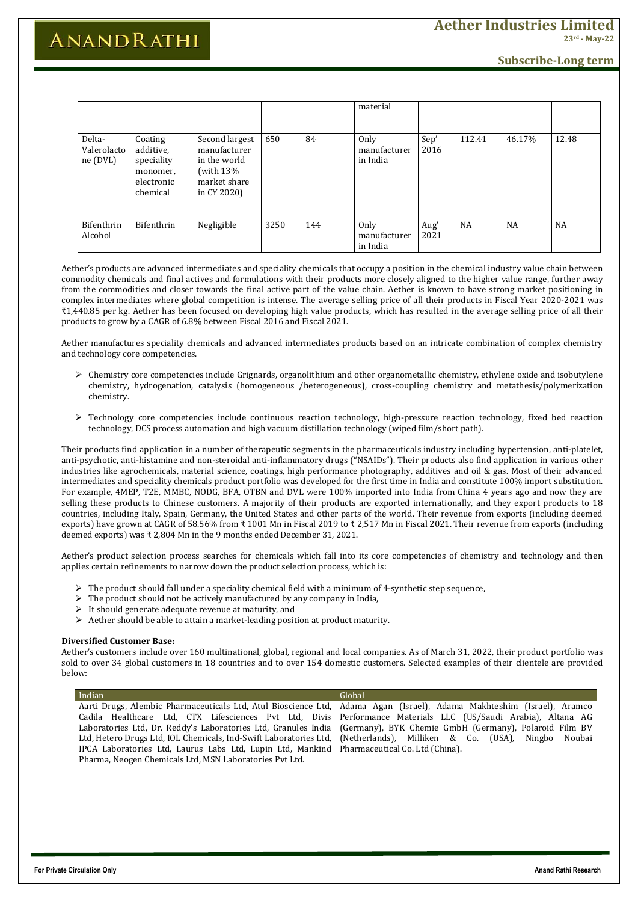|  |  |  |  |  | material |  |  |  |  |
| --- | --- | --- | --- | --- | --- | --- | --- | --- | --- |
| Delta-Valerolactone (DVL) | Coating additive, speciality monomer, electronic chemical | Second largest manufacturer in the world (with 13% market share in CY 2020) | 650 | 84 | Only manufacturer in India | Sep' 2016 | 112.41 | 46.17% | 12.48 |
| Bifenthrin Alcohol | Bifenthrin | Negligible | 3250 | 144 | Only manufacturer in India | Aug' 2021 | NA | NA | NA |

Aether's products are advanced intermediates and speciality chemicals that occupy a position in the chemical industry value chain between commodity chemicals and final actives and formulations with their products more closely aligned to the higher value range, further away from the commodities and closer towards the final active part of the value chain. Aether is known to have strong market positioning in complex intermediates where global competition is intense. The average selling price of all their products in Fiscal Year 2020-2021 was ₹1,440.85 per kg. Aether has been focused on developing high value products, which has resulted in the average selling price of all their products to grow by a CAGR of 6.8% between Fiscal 2016 and Fiscal 2021.

Aether manufactures speciality chemicals and advanced intermediates products based on an intricate combination of complex chemistry and technology core competencies.

- Chemistry core competencies include Grignards, organolithium and other organometallic chemistry, ethylene oxide and isobutylene chemistry, hydrogenation, catalysis (homogeneous /heterogeneous), cross-coupling chemistry and metathesis/polymerization chemistry.
- Technology core competencies include continuous reaction technology, high-pressure reaction technology, fixed bed reaction technology, DCS process automation and high vacuum distillation technology (wiped film/short path).

Their products find application in a number of therapeutic segments in the pharmaceuticals industry including hypertension, anti-platelet, anti-psychotic, anti-histamine and non-steroidal anti-inflammatory drugs ("NSAIDs"). Their products also find application in various other industries like agrochemicals, material science, coatings, high performance photography, additives and oil & gas. Most of their advanced intermediates and speciality chemicals product portfolio was developed for the first time in India and constitute 100% import substitution. For example, 4MEP, T2E, MMBC, NODG, BFA, OTBN and DVL were 100% imported into India from China 4 years ago and now they are selling these products to Chinese customers. A majority of their products are exported internationally, and they export products to 18 countries, including Italy, Spain, Germany, the United States and other parts of the world. Their revenue from exports (including deemed exports) have grown at CAGR of 58.56% from ₹ 1001 Mn in Fiscal 2019 to ₹ 2,517 Mn in Fiscal 2021. Their revenue from exports (including deemed exports) was ₹ 2,804 Mn in the 9 months ended December 31, 2021.

Aether's product selection process searches for chemicals which fall into its core competencies of chemistry and technology and then applies certain refinements to narrow down the product selection process, which is:

- The product should fall under a speciality chemical field with a minimum of 4-synthetic step sequence,
- The product should not be actively manufactured by any company in India,
- It should generate adequate revenue at maturity, and
- Aether should be able to attain a market-leading position at product maturity.

**Diversified Customer Base:**

Aether's customers include over 160 multinational, global, regional and local companies. As of March 31, 2022, their product portfolio was sold to over 34 global customers in 18 countries and to over 154 domestic customers. Selected examples of their clientele are provided below:

| Indian | Global |
| --- | --- |
| Aarti Drugs, Alembic Pharmaceuticals Ltd, Atul Bioscience Ltd, Cadila Healthcare Ltd, CTX Lifesciences Pvt Ltd, Divis Laboratories Ltd, Dr. Reddy's Laboratories Ltd, Granules India Ltd, Hetero Drugs Ltd, IOL Chemicals, Ind-Swift Laboratories Ltd, IPCA Laboratories Ltd, Laurus Labs Ltd, Lupin Ltd, Mankind Pharma, Neogen Chemicals Ltd, MSN Laboratories Pvt Ltd. | Adama Agan (Israel), Adama Makhteshim (Israel), Aramco Performance Materials LLC (US/Saudi Arabia), Altana AG (Germany), BYK Chemie GmbH (Germany), Polaroid Film BV (Netherlands), Milliken & Co. (USA), Ningbo Noubai Pharmaceutical Co. Ltd (China). |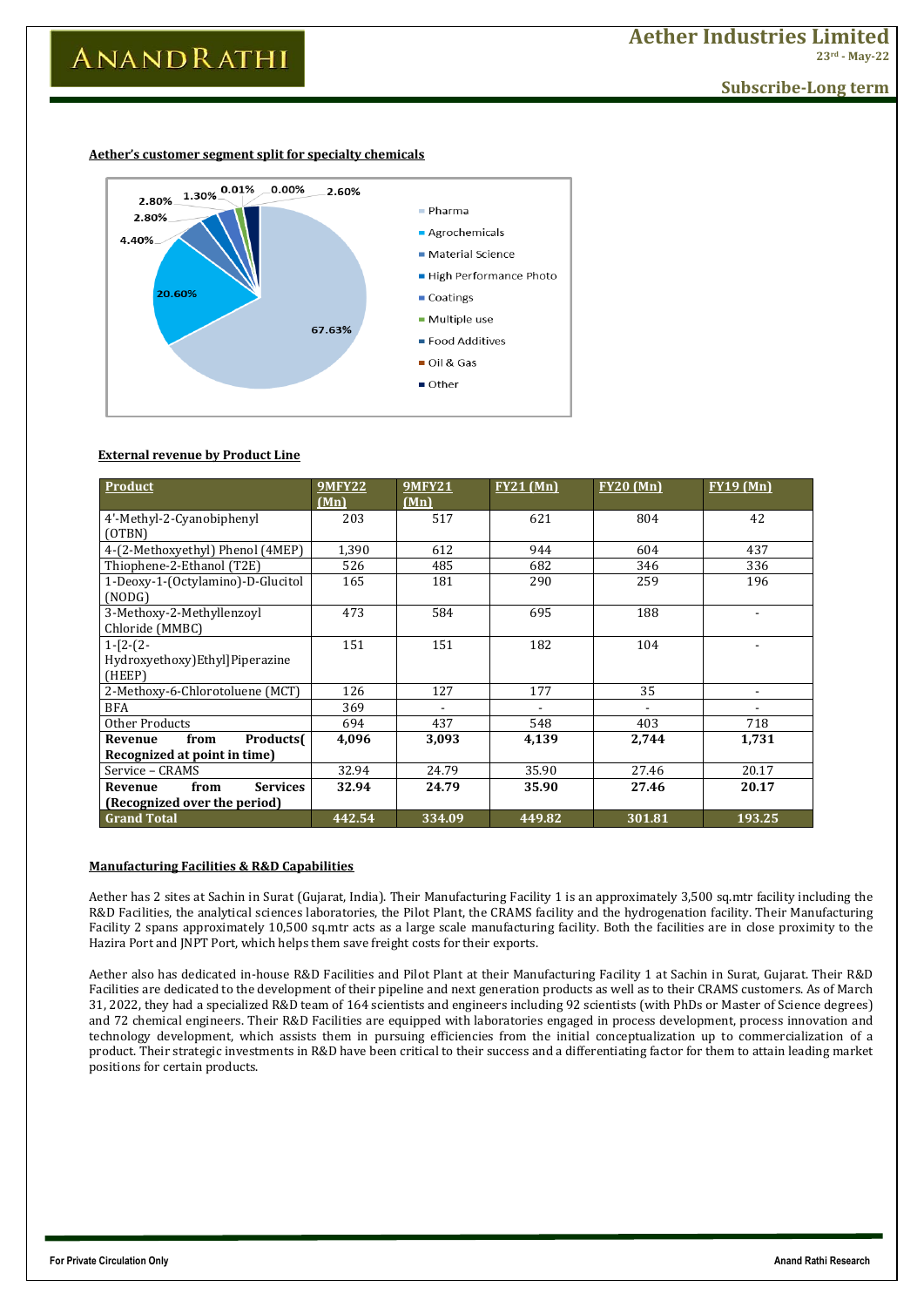**Aether's customer segment split for specialty chemicals**

**External revenue by Product Line**

| Product | 9MFY22 (Mn) | 9MFY21 (Mn) | FY21 (Mn) | FY20 (Mn) | FY19 (Mn) |
|---|---|---|---|---|---|
| 4'-Methyl-2-Cyanobiphenyl (OTBN) | 203 | 517 | 621 | 804 | 42 |
| 4-(2-Methoxyethyl) Phenol (4MEP) | 1,390 | 612 | 944 | 604 | 437 |
| Thiophene-2-Ethanol (T2E) | 526 | 485 | 682 | 346 | 336 |
| 1-Deoxy-1-(Octylamino)-D-Glucitol (NODG) | 165 | 181 | 290 | 259 | 196 |
| 3-Methoxy-2-Methyllenzoyl Chloride (MMBC) | 473 | 584 | 695 | 188 | - |
| 1-[2-(2-Hydroxyethoxy)Ethyl]Piperazine (HEEP) | 151 | 151 | 182 | 104 | - |
| 2-Methoxy-6-Chlorotoluene (MCT) | 126 | 127 | 177 | 35 | - |
| BFA | 369 | - | - | - | - |
| Other Products | 694 | 437 | 548 | 403 | 718 |
| **Revenue from Products( Recognized at point in time)** | **4,096** | **3,093** | **4,139** | **2,744** | **1,731** |
| Service – CRAMS | 32.94 | 24.79 | 35.90 | 27.46 | 20.17 |
| **Revenue from Services (Recognized over the period)** | **32.94** | **24.79** | **35.90** | **27.46** | **20.17** |
| **Grand Total** | **442.54** | **334.09** | **449.82** | **301.81** | **193.25** |

**Manufacturing Facilities & R&D Capabilities**

Aether has 2 sites at Sachin in Surat (Gujarat, India). Their Manufacturing Facility 1 is an approximately 3,500 sq.mtr facility including the R&D Facilities, the analytical sciences laboratories, the Pilot Plant, the CRAMS facility and the hydrogenation facility. Their Manufacturing Facility 2 spans approximately 10,500 sq.mtr acts as a large scale manufacturing facility. Both the facilities are in close proximity to the Hazira Port and JNPT Port, which helps them save freight costs for their exports.

Aether also has dedicated in-house R&D Facilities and Pilot Plant at their Manufacturing Facility 1 at Sachin in Surat, Gujarat. Their R&D Facilities are dedicated to the development of their pipeline and next generation products as well as to their CRAMS customers. As of March 31, 2022, they had a specialized R&D team of 164 scientists and engineers including 92 scientists (with PhDs or Master of Science degrees) and 72 chemical engineers. Their R&D Facilities are equipped with laboratories engaged in process development, process innovation and technology development, which assists them in pursuing efficiencies from the initial conceptualization up to commercialization of a product. Their strategic investments in R&D have been critical to their success and a differentiating factor for them to attain leading market positions for certain products.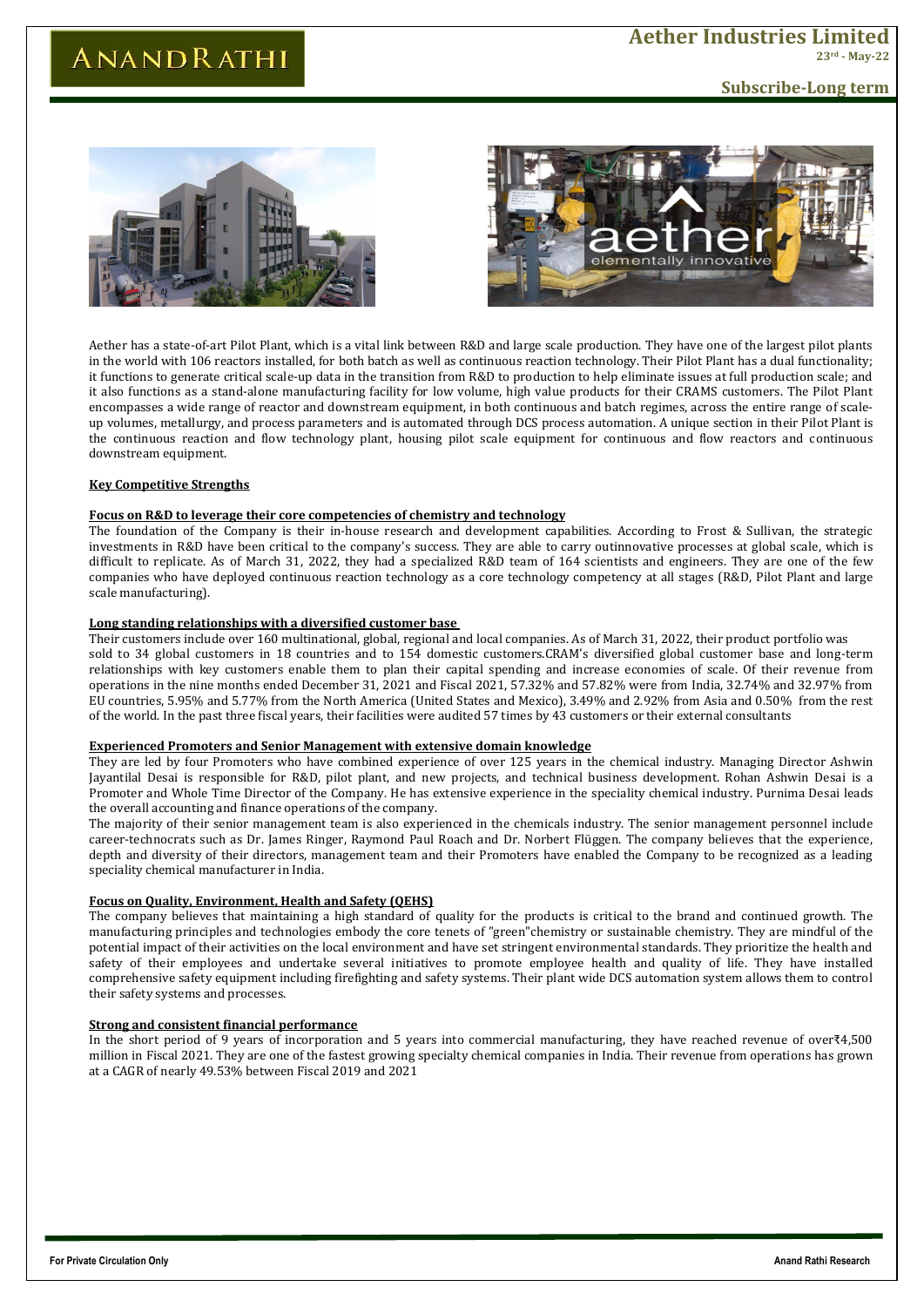Aether has a state-of-art Pilot Plant, which is a vital link between R&D and large scale production. They have one of the largest pilot plants in the world with 106 reactors installed, for both batch as well as continuous reaction technology. Their Pilot Plant has a dual functionality; it functions to generate critical scale-up data in the transition from R&D to production to help eliminate issues at full production scale; and it also functions as a stand-alone manufacturing facility for low volume, high value products for their CRAMS customers. The Pilot Plant encompasses a wide range of reactor and downstream equipment, in both continuous and batch regimes, across the entire range of scale-up volumes, metallurgy, and process parameters and is automated through DCS process automation. A unique section in their Pilot Plant is the continuous reaction and flow technology plant, housing pilot scale equipment for continuous and flow reactors and continuous downstream equipment.

## Key Competitive Strengths

### Focus on R&D to leverage their core competencies of chemistry and technology

The foundation of the Company is their in-house research and development capabilities. According to Frost & Sullivan, the strategic investments in R&D have been critical to the company's success. They are able to carry outinnovative processes at global scale, which is difficult to replicate. As of March 31, 2022, they had a specialized R&D team of 164 scientists and engineers. They are one of the few companies who have deployed continuous reaction technology as a core technology competency at all stages (R&D, Pilot Plant and large scale manufacturing).

### Long standing relationships with a diversified customer base

Their customers include over 160 multinational, global, regional and local companies. As of March 31, 2022, their product portfolio was sold to 34 global customers in 18 countries and to 154 domestic customers.CRAM's diversified global customer base and long-term relationships with key customers enable them to plan their capital spending and increase economies of scale. Of their revenue from operations in the nine months ended December 31, 2021 and Fiscal 2021, 57.32% and 57.82% were from India, 32.74% and 32.97% from EU countries, 5.95% and 5.77% from the North America (United States and Mexico), 3.49% and 2.92% from Asia and 0.50% from the rest of the world. In the past three fiscal years, their facilities were audited 57 times by 43 customers or their external consultants

### Experienced Promoters and Senior Management with extensive domain knowledge

They are led by four Promoters who have combined experience of over 125 years in the chemical industry. Managing Director Ashwin Jayantilal Desai is responsible for R&D, pilot plant, and new projects, and technical business development. Rohan Ashwin Desai is a Promoter and Whole Time Director of the Company. He has extensive experience in the speciality chemical industry. Purnima Desai leads the overall accounting and finance operations of the company.

The majority of their senior management team is also experienced in the chemicals industry. The senior management personnel include career-technocrats such as Dr. James Ringer, Raymond Paul Roach and Dr. Norbert Flüggen. The company believes that the experience, depth and diversity of their directors, management team and their Promoters have enabled the Company to be recognized as a leading speciality chemical manufacturer in India.

### Focus on Quality, Environment, Health and Safety (QEHS)

The company believes that maintaining a high standard of quality for the products is critical to the brand and continued growth. The manufacturing principles and technologies embody the core tenets of "green"chemistry or sustainable chemistry. They are mindful of the potential impact of their activities on the local environment and have set stringent environmental standards. They prioritize the health and safety of their employees and undertake several initiatives to promote employee health and quality of life. They have installed comprehensive safety equipment including firefighting and safety systems. Their plant wide DCS automation system allows them to control their safety systems and processes.

### Strong and consistent financial performance

In the short period of 9 years of incorporation and 5 years into commercial manufacturing, they have reached revenue of over₹4,500 million in Fiscal 2021. They are one of the fastest growing specialty chemical companies in India. Their revenue from operations has grown at a CAGR of nearly 49.53% between Fiscal 2019 and 2021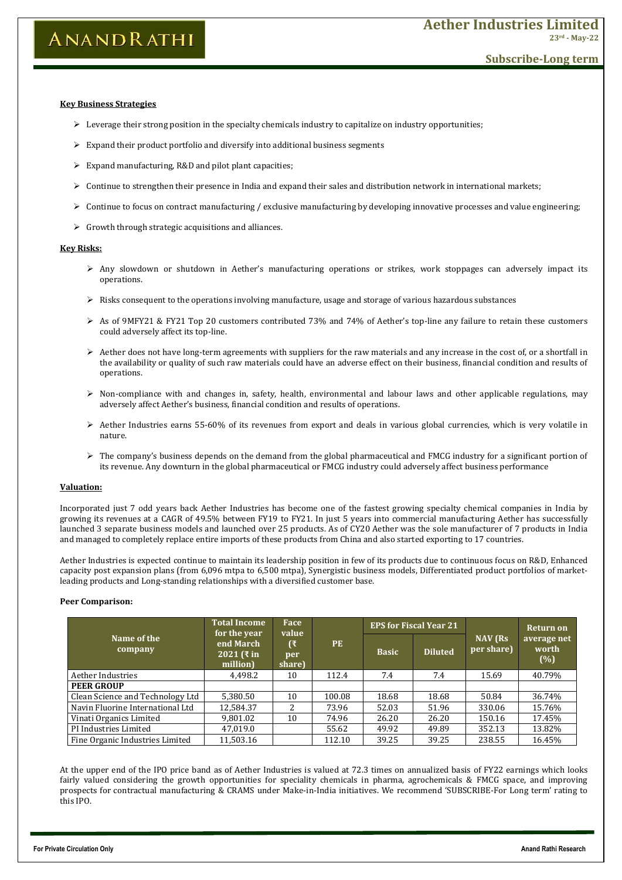**Key Business Strategies**

- Leverage their strong position in the specialty chemicals industry to capitalize on industry opportunities;
- Expand their product portfolio and diversify into additional business segments
- Expand manufacturing, R&D and pilot plant capacities;
- Continue to strengthen their presence in India and expand their sales and distribution network in international markets;
- Continue to focus on contract manufacturing / exclusive manufacturing by developing innovative processes and value engineering;
- Growth through strategic acquisitions and alliances.

**Key Risks:**

- Any slowdown or shutdown in Aether's manufacturing operations or strikes, work stoppages can adversely impact its operations.
- Risks consequent to the operations involving manufacture, usage and storage of various hazardous substances
- As of 9MFY21 & FY21 Top 20 customers contributed 73% and 74% of Aether's top-line any failure to retain these customers could adversely affect its top-line.
- Aether does not have long-term agreements with suppliers for the raw materials and any increase in the cost of, or a shortfall in the availability or quality of such raw materials could have an adverse effect on their business, financial condition and results of operations.
- Non-compliance with and changes in, safety, health, environmental and labour laws and other applicable regulations, may adversely affect Aether's business, financial condition and results of operations.
- Aether Industries earns 55-60% of its revenues from export and deals in various global currencies, which is very volatile in nature.
- The company's business depends on the demand from the global pharmaceutical and FMCG industry for a significant portion of its revenue. Any downturn in the global pharmaceutical or FMCG industry could adversely affect business performance

**Valuation:**

Incorporated just 7 odd years back Aether Industries has become one of the fastest growing specialty chemical companies in India by growing its revenues at a CAGR of 49.5% between FY19 to FY21. In just 5 years into commercial manufacturing Aether has successfully launched 3 separate business models and launched over 25 products. As of CY20 Aether was the sole manufacturer of 7 products in India and managed to completely replace entire imports of these products from China and also started exporting to 17 countries.

Aether Industries is expected continue to maintain its leadership position in few of its products due to continuous focus on R&D, Enhanced capacity post expansion plans (from 6,096 mtpa to 6,500 mtpa), Synergistic business models, Differentiated product portfolios of market-leading products and Long-standing relationships with a diversified customer base.

**Peer Comparison:**

| Name of the company | Total Income for the year end March 2021 (₹ in million) | Face value (₹ per share) | PE | EPS for Fiscal Year 21 | | NAV (Rs per share) | Return on average net worth (%) |
|---|---|---|---|---|---|---|---|
| | | | | Basic | Diluted | | |
| Aether Industries | 4,498.2 | 10 | 112.4 | 7.4 | 7.4 | 15.69 | 40.79% |
| **PEER GROUP** | | | | | | | |
| Clean Science and Technology Ltd | 5,380.50 | 10 | 100.08 | 18.68 | 18.68 | 50.84 | 36.74% |
| Navin Fluorine International Ltd | 12,584.37 | 2 | 73.96 | 52.03 | 51.96 | 330.06 | 15.76% |
| Vinati Organics Limited | 9,801.02 | 10 | 74.96 | 26.20 | 26.20 | 150.16 | 17.45% |
| PI Industries Limited | 47,019.0 | | 55.62 | 49.92 | 49.89 | 352.13 | 13.82% |
| Fine Organic Industries Limited | 11,503.16 | | 112.10 | 39.25 | 39.25 | 238.55 | 16.45% |

At the upper end of the IPO price band as of Aether Industries is valued at 72.3 times on annualized basis of FY22 earnings which looks fairly valued considering the growth opportunities for speciality chemicals in pharma, agrochemicals & FMCG space, and improving prospects for contractual manufacturing & CRAMS under Make-in-India initiatives. We recommend 'SUBSCRIBE-For Long term' rating to this IPO.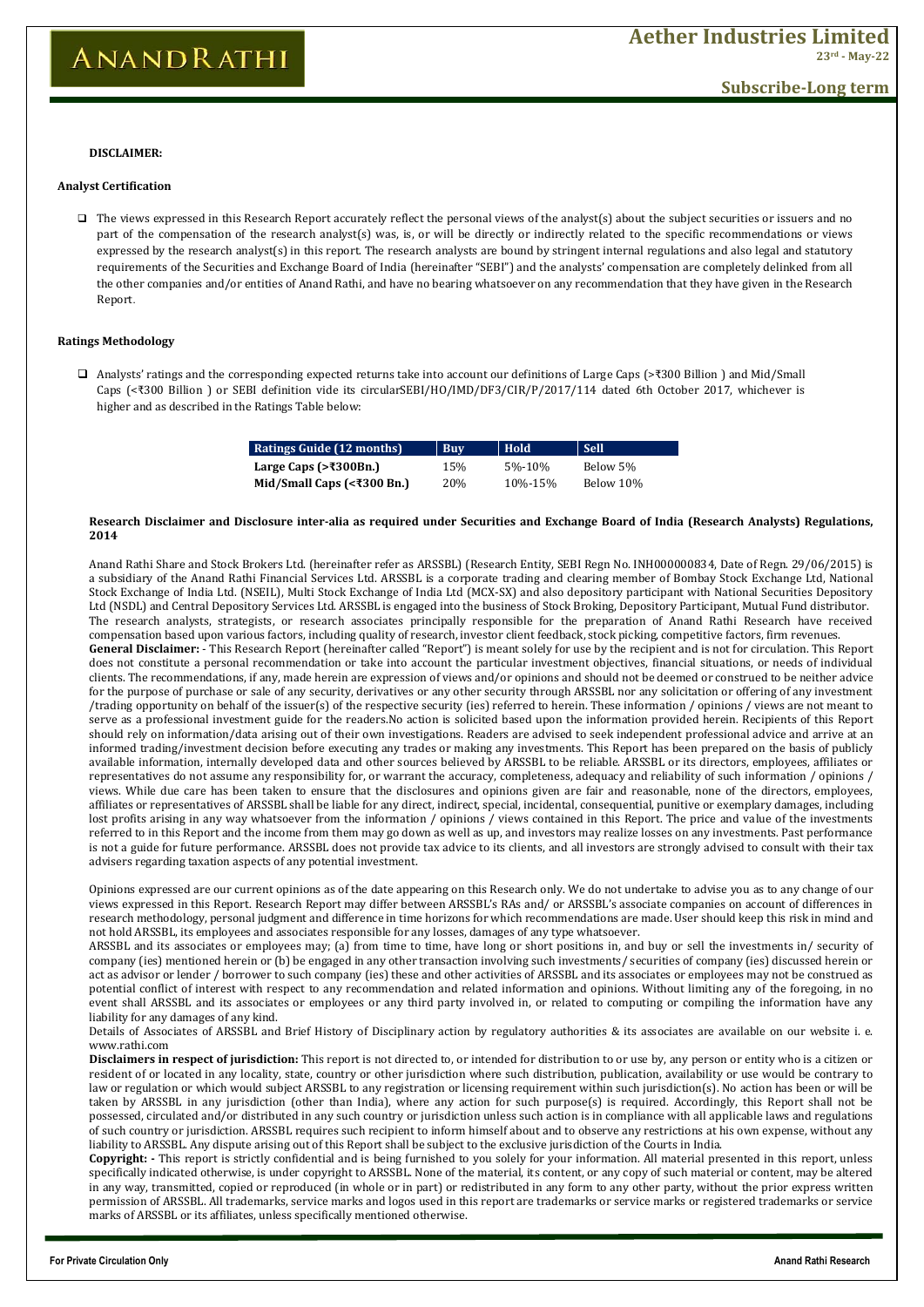**DISCLAIMER:**

**Analyst Certification**

- The views expressed in this Research Report accurately reflect the personal views of the analyst(s) about the subject securities or issuers and no part of the compensation of the research analyst(s) was, is, or will be directly or indirectly related to the specific recommendations or views expressed by the research analyst(s) in this report. The research analysts are bound by stringent internal regulations and also legal and statutory requirements of the Securities and Exchange Board of India (hereinafter "SEBI") and the analysts' compensation are completely delinked from all the other companies and/or entities of Anand Rathi, and have no bearing whatsoever on any recommendation that they have given in the Research Report.

**Ratings Methodology**

- Analysts' ratings and the corresponding expected returns take into account our definitions of Large Caps (>₹300 Billion ) and Mid/Small Caps (<₹300 Billion ) or SEBI definition vide its circularSEBI/HO/IMD/DF3/CIR/P/2017/114 dated 6th October 2017, whichever is higher and as described in the Ratings Table below:

| Ratings Guide (12 months) | Buy | Hold | Sell |
|---|---|---|---|
| **Large Caps (>₹300Bn.)** | 15% | 5%-10% | Below 5% |
| **Mid/Small Caps (<₹300 Bn.)** | 20% | 10%-15% | Below 10% |

**Research Disclaimer and Disclosure inter-alia as required under Securities and Exchange Board of India (Research Analysts) Regulations, 2014**

Anand Rathi Share and Stock Brokers Ltd. (hereinafter refer as ARSSBL) (Research Entity, SEBI Regn No. INH000000834, Date of Regn. 29/06/2015) is a subsidiary of the Anand Rathi Financial Services Ltd. ARSSBL is a corporate trading and clearing member of Bombay Stock Exchange Ltd, National Stock Exchange of India Ltd. (NSEIL), Multi Stock Exchange of India Ltd (MCX-SX) and also depository participant with National Securities Depository Ltd (NSDL) and Central Depository Services Ltd. ARSSBL is engaged into the business of Stock Broking, Depository Participant, Mutual Fund distributor. The research analysts, strategists, or research associates principally responsible for the preparation of Anand Rathi Research have received compensation based upon various factors, including quality of research, investor client feedback, stock picking, competitive factors, firm revenues.

**General Disclaimer:** - This Research Report (hereinafter called "Report") is meant solely for use by the recipient and is not for circulation. This Report does not constitute a personal recommendation or take into account the particular investment objectives, financial situations, or needs of individual clients. The recommendations, if any, made herein are expression of views and/or opinions and should not be deemed or construed to be neither advice for the purpose of purchase or sale of any security, derivatives or any other security through ARSSBL nor any solicitation or offering of any investment /trading opportunity on behalf of the issuer(s) of the respective security (ies) referred to herein. These information / opinions / views are not meant to serve as a professional investment guide for the readers.No action is solicited based upon the information provided herein. Recipients of this Report should rely on information/data arising out of their own investigations. Readers are advised to seek independent professional advice and arrive at an informed trading/investment decision before executing any trades or making any investments. This Report has been prepared on the basis of publicly available information, internally developed data and other sources believed by ARSSBL to be reliable. ARSSBL or its directors, employees, affiliates or representatives do not assume any responsibility for, or warrant the accuracy, completeness, adequacy and reliability of such information / opinions / views. While due care has been taken to ensure that the disclosures and opinions given are fair and reasonable, none of the directors, employees, affiliates or representatives of ARSSBL shall be liable for any direct, indirect, special, incidental, consequential, punitive or exemplary damages, including lost profits arising in any way whatsoever from the information / opinions / views contained in this Report. The price and value of the investments referred to in this Report and the income from them may go down as well as up, and investors may realize losses on any investments. Past performance is not a guide for future performance. ARSSBL does not provide tax advice to its clients, and all investors are strongly advised to consult with their tax advisers regarding taxation aspects of any potential investment.

Opinions expressed are our current opinions as of the date appearing on this Research only. We do not undertake to advise you as to any change of our views expressed in this Report. Research Report may differ between ARSSBL's RAs and/ or ARSSBL's associate companies on account of differences in research methodology, personal judgment and difference in time horizons for which recommendations are made. User should keep this risk in mind and not hold ARSSBL, its employees and associates responsible for any losses, damages of any type whatsoever.

ARSSBL and its associates or employees may; (a) from time to time, have long or short positions in, and buy or sell the investments in/ security of company (ies) mentioned herein or (b) be engaged in any other transaction involving such investments/ securities of company (ies) discussed herein or act as advisor or lender / borrower to such company (ies) these and other activities of ARSSBL and its associates or employees may not be construed as potential conflict of interest with respect to any recommendation and related information and opinions. Without limiting any of the foregoing, in no event shall ARSSBL and its associates or employees or any third party involved in, or related to computing or compiling the information have any liability for any damages of any kind.

Details of Associates of ARSSBL and Brief History of Disciplinary action by regulatory authorities & its associates are available on our website i. e. www.rathi.com

**Disclaimers in respect of jurisdiction:** This report is not directed to, or intended for distribution to or use by, any person or entity who is a citizen or resident of or located in any locality, state, country or other jurisdiction where such distribution, publication, availability or use would be contrary to law or regulation or which would subject ARSSBL to any registration or licensing requirement within such jurisdiction(s). No action has been or will be taken by ARSSBL in any jurisdiction (other than India), where any action for such purpose(s) is required. Accordingly, this Report shall not be possessed, circulated and/or distributed in any such country or jurisdiction unless such action is in compliance with all applicable laws and regulations of such country or jurisdiction. ARSSBL requires such recipient to inform himself about and to observe any restrictions at his own expense, without any liability to ARSSBL. Any dispute arising out of this Report shall be subject to the exclusive jurisdiction of the Courts in India.

**Copyright: -** This report is strictly confidential and is being furnished to you solely for your information. All material presented in this report, unless specifically indicated otherwise, is under copyright to ARSSBL. None of the material, its content, or any copy of such material or content, may be altered in any way, transmitted, copied or reproduced (in whole or in part) or redistributed in any form to any other party, without the prior express written permission of ARSSBL. All trademarks, service marks and logos used in this report are trademarks or service marks or registered trademarks or service marks of ARSSBL or its affiliates, unless specifically mentioned otherwise.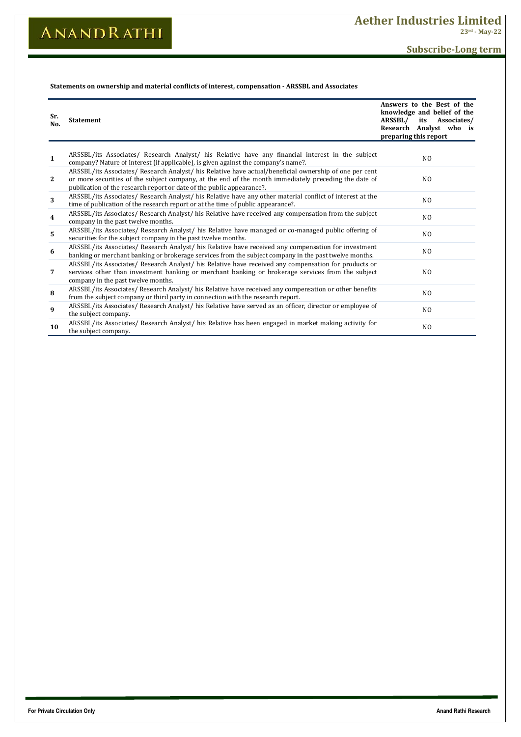**Statements on ownership and material conflicts of interest, compensation - ARSSBL and Associates**

| Sr. No. | Statement | Answers to the Best of the knowledge and belief of the ARSSBL/ its Associates/ Research Analyst who is preparing this report |
|---|---|---|
| 1 | ARSSBL/its Associates/ Research Analyst/ his Relative have any financial interest in the subject company? Nature of Interest (if applicable), is given against the company's name?. | NO |
| 2 | ARSSBL/its Associates/ Research Analyst/ his Relative have actual/beneficial ownership of one per cent or more securities of the subject company, at the end of the month immediately preceding the date of publication of the research report or date of the public appearance?. | NO |
| 3 | ARSSBL/its Associates/ Research Analyst/ his Relative have any other material conflict of interest at the time of publication of the research report or at the time of public appearance?. | NO |
| 4 | ARSSBL/its Associates/ Research Analyst/ his Relative have received any compensation from the subject company in the past twelve months. | NO |
| 5 | ARSSBL/its Associates/ Research Analyst/ his Relative have managed or co-managed public offering of securities for the subject company in the past twelve months. | NO |
| 6 | ARSSBL/its Associates/ Research Analyst/ his Relative have received any compensation for investment banking or merchant banking or brokerage services from the subject company in the past twelve months. | NO |
| 7 | ARSSBL/its Associates/ Research Analyst/ his Relative have received any compensation for products or services other than investment banking or merchant banking or brokerage services from the subject company in the past twelve months. | NO |
| 8 | ARSSBL/its Associates/ Research Analyst/ his Relative have received any compensation or other benefits from the subject company or third party in connection with the research report. | NO |
| 9 | ARSSBL/its Associates/ Research Analyst/ his Relative have served as an officer, director or employee of the subject company. | NO |
| 10 | ARSSBL/its Associates/ Research Analyst/ his Relative has been engaged in market making activity for the subject company. | NO |